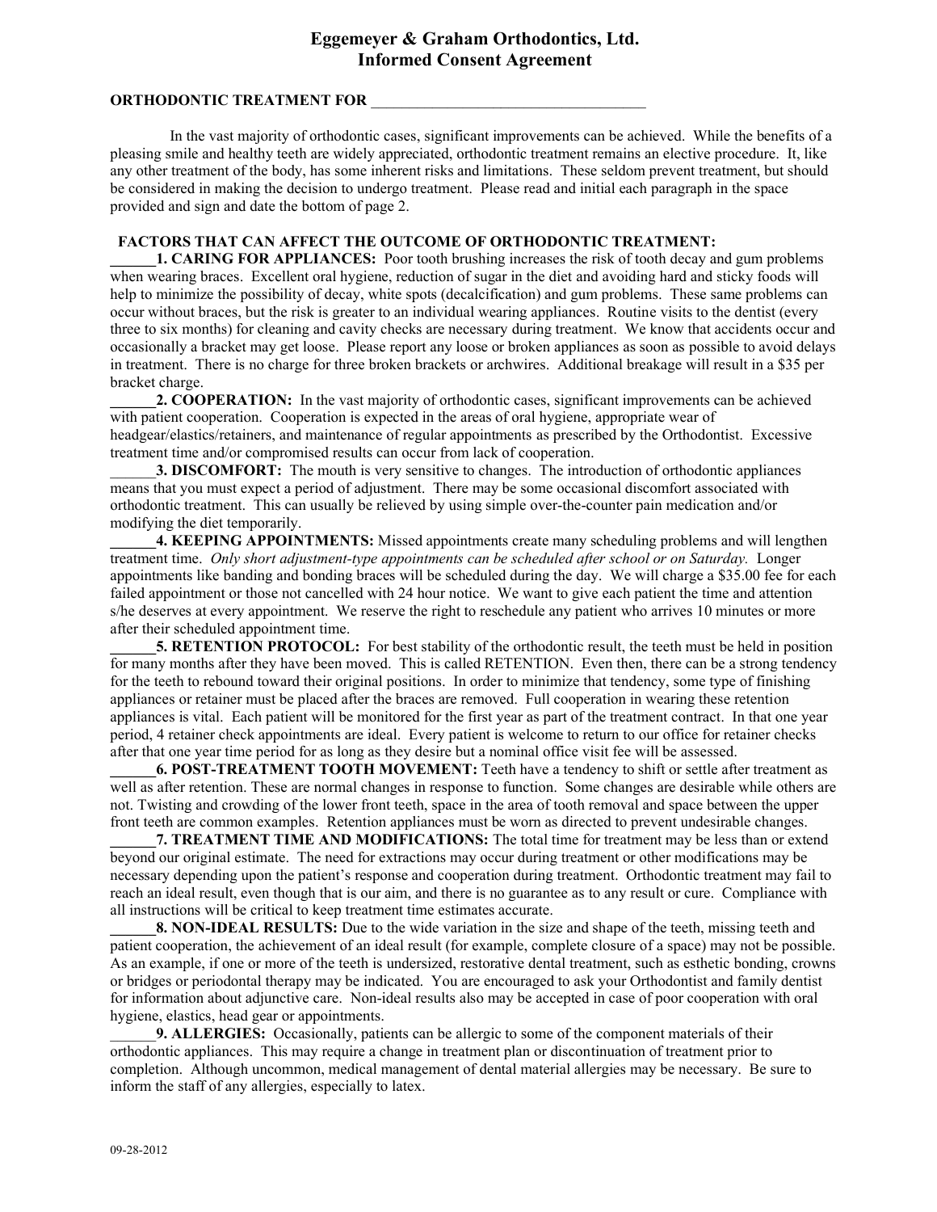# Eggemeyer & Graham Orthodontics, Ltd.
# Informed Consent Agreement

**ORTHODONTIC TREATMENT FOR** ____________________________________

In the vast majority of orthodontic cases, significant improvements can be achieved. While the benefits of a pleasing smile and healthy teeth are widely appreciated, orthodontic treatment remains an elective procedure. It, like any other treatment of the body, has some inherent risks and limitations. These seldom prevent treatment, but should be considered in making the decision to undergo treatment. Please read and initial each paragraph in the space provided and sign and date the bottom of page 2.

## FACTORS THAT CAN AFFECT THE OUTCOME OF ORTHODONTIC TREATMENT:

______**1. CARING FOR APPLIANCES:** Poor tooth brushing increases the risk of tooth decay and gum problems when wearing braces. Excellent oral hygiene, reduction of sugar in the diet and avoiding hard and sticky foods will help to minimize the possibility of decay, white spots (decalcification) and gum problems. These same problems can occur without braces, but the risk is greater to an individual wearing appliances. Routine visits to the dentist (every three to six months) for cleaning and cavity checks are necessary during treatment. We know that accidents occur and occasionally a bracket may get loose. Please report any loose or broken appliances as soon as possible to avoid delays in treatment. There is no charge for three broken brackets or archwires. Additional breakage will result in a $35 per bracket charge.

______**2. COOPERATION:** In the vast majority of orthodontic cases, significant improvements can be achieved with patient cooperation. Cooperation is expected in the areas of oral hygiene, appropriate wear of headgear/elastics/retainers, and maintenance of regular appointments as prescribed by the Orthodontist. Excessive treatment time and/or compromised results can occur from lack of cooperation.

______**3. DISCOMFORT:** The mouth is very sensitive to changes. The introduction of orthodontic appliances means that you must expect a period of adjustment. There may be some occasional discomfort associated with orthodontic treatment. This can usually be relieved by using simple over-the-counter pain medication and/or modifying the diet temporarily.

______**4. KEEPING APPOINTMENTS:** Missed appointments create many scheduling problems and will lengthen treatment time. *Only short adjustment-type appointments can be scheduled after school or on Saturday.* Longer appointments like banding and bonding braces will be scheduled during the day. We will charge a $35.00 fee for each failed appointment or those not cancelled with 24 hour notice. We want to give each patient the time and attention s/he deserves at every appointment. We reserve the right to reschedule any patient who arrives 10 minutes or more after their scheduled appointment time.

______**5. RETENTION PROTOCOL:** For best stability of the orthodontic result, the teeth must be held in position for many months after they have been moved. This is called RETENTION. Even then, there can be a strong tendency for the teeth to rebound toward their original positions. In order to minimize that tendency, some type of finishing appliances or retainer must be placed after the braces are removed. Full cooperation in wearing these retention appliances is vital. Each patient will be monitored for the first year as part of the treatment contract. In that one year period, 4 retainer check appointments are ideal. Every patient is welcome to return to our office for retainer checks after that one year time period for as long as they desire but a nominal office visit fee will be assessed.

______**6. POST-TREATMENT TOOTH MOVEMENT:** Teeth have a tendency to shift or settle after treatment as well as after retention. These are normal changes in response to function. Some changes are desirable while others are not. Twisting and crowding of the lower front teeth, space in the area of tooth removal and space between the upper front teeth are common examples. Retention appliances must be worn as directed to prevent undesirable changes.

______**7. TREATMENT TIME AND MODIFICATIONS:** The total time for treatment may be less than or extend beyond our original estimate. The need for extractions may occur during treatment or other modifications may be necessary depending upon the patient's response and cooperation during treatment. Orthodontic treatment may fail to reach an ideal result, even though that is our aim, and there is no guarantee as to any result or cure. Compliance with all instructions will be critical to keep treatment time estimates accurate.

______**8. NON-IDEAL RESULTS:** Due to the wide variation in the size and shape of the teeth, missing teeth and patient cooperation, the achievement of an ideal result (for example, complete closure of a space) may not be possible. As an example, if one or more of the teeth is undersized, restorative dental treatment, such as esthetic bonding, crowns or bridges or periodontal therapy may be indicated. You are encouraged to ask your Orthodontist and family dentist for information about adjunctive care. Non-ideal results also may be accepted in case of poor cooperation with oral hygiene, elastics, head gear or appointments.

______**9. ALLERGIES:** Occasionally, patients can be allergic to some of the component materials of their orthodontic appliances. This may require a change in treatment plan or discontinuation of treatment prior to completion. Although uncommon, medical management of dental material allergies may be necessary. Be sure to inform the staff of any allergies, especially to latex.

09-28-2012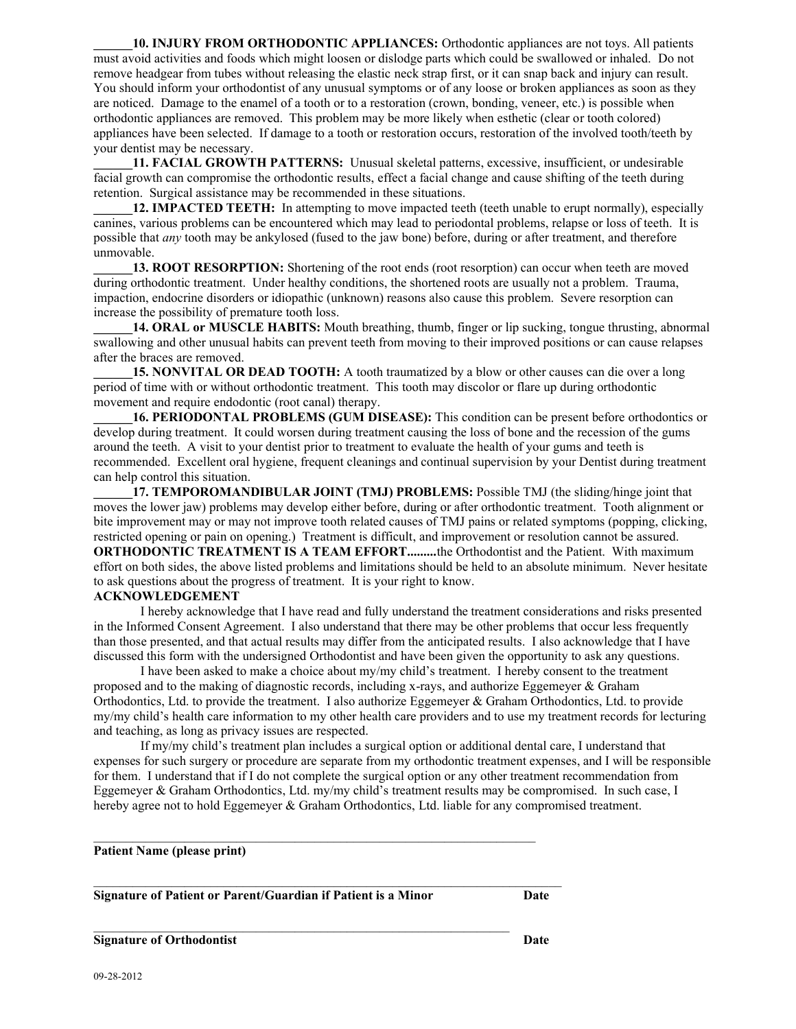______**10. INJURY FROM ORTHODONTIC APPLIANCES:** Orthodontic appliances are not toys. All patients must avoid activities and foods which might loosen or dislodge parts which could be swallowed or inhaled. Do not remove headgear from tubes without releasing the elastic neck strap first, or it can snap back and injury can result. You should inform your orthodontist of any unusual symptoms or of any loose or broken appliances as soon as they are noticed. Damage to the enamel of a tooth or to a restoration (crown, bonding, veneer, etc.) is possible when orthodontic appliances are removed. This problem may be more likely when esthetic (clear or tooth colored) appliances have been selected. If damage to a tooth or restoration occurs, restoration of the involved tooth/teeth by your dentist may be necessary.

______**11. FACIAL GROWTH PATTERNS:** Unusual skeletal patterns, excessive, insufficient, or undesirable facial growth can compromise the orthodontic results, effect a facial change and cause shifting of the teeth during retention. Surgical assistance may be recommended in these situations.

______**12. IMPACTED TEETH:** In attempting to move impacted teeth (teeth unable to erupt normally), especially canines, various problems can be encountered which may lead to periodontal problems, relapse or loss of teeth. It is possible that *any* tooth may be ankylosed (fused to the jaw bone) before, during or after treatment, and therefore unmovable.

______**13. ROOT RESORPTION:** Shortening of the root ends (root resorption) can occur when teeth are moved during orthodontic treatment. Under healthy conditions, the shortened roots are usually not a problem. Trauma, impaction, endocrine disorders or idiopathic (unknown) reasons also cause this problem. Severe resorption can increase the possibility of premature tooth loss.

______**14. ORAL or MUSCLE HABITS:** Mouth breathing, thumb, finger or lip sucking, tongue thrusting, abnormal swallowing and other unusual habits can prevent teeth from moving to their improved positions or can cause relapses after the braces are removed.

______**15. NONVITAL OR DEAD TOOTH:** A tooth traumatized by a blow or other causes can die over a long period of time with or without orthodontic treatment. This tooth may discolor or flare up during orthodontic movement and require endodontic (root canal) therapy.

______**16. PERIODONTAL PROBLEMS (GUM DISEASE):** This condition can be present before orthodontics or develop during treatment. It could worsen during treatment causing the loss of bone and the recession of the gums around the teeth. A visit to your dentist prior to treatment to evaluate the health of your gums and teeth is recommended. Excellent oral hygiene, frequent cleanings and continual supervision by your Dentist during treatment can help control this situation.

______**17. TEMPOROMANDIBULAR JOINT (TMJ) PROBLEMS:** Possible TMJ (the sliding/hinge joint that moves the lower jaw) problems may develop either before, during or after orthodontic treatment. Tooth alignment or bite improvement may or may not improve tooth related causes of TMJ pains or related symptoms (popping, clicking, restricted opening or pain on opening.) Treatment is difficult, and improvement or resolution cannot be assured.

**ORTHODONTIC TREATMENT IS A TEAM EFFORT.........**the Orthodontist and the Patient. With maximum effort on both sides, the above listed problems and limitations should be held to an absolute minimum. Never hesitate to ask questions about the progress of treatment. It is your right to know.

**ACKNOWLEDGEMENT**

I hereby acknowledge that I have read and fully understand the treatment considerations and risks presented in the Informed Consent Agreement. I also understand that there may be other problems that occur less frequently than those presented, and that actual results may differ from the anticipated results. I also acknowledge that I have discussed this form with the undersigned Orthodontist and have been given the opportunity to ask any questions.

I have been asked to make a choice about my/my child's treatment. I hereby consent to the treatment proposed and to the making of diagnostic records, including x-rays, and authorize Eggemeyer & Graham Orthodontics, Ltd. to provide the treatment. I also authorize Eggemeyer & Graham Orthodontics, Ltd. to provide my/my child's health care information to my other health care providers and to use my treatment records for lecturing and teaching, as long as privacy issues are respected.

If my/my child's treatment plan includes a surgical option or additional dental care, I understand that expenses for such surgery or procedure are separate from my orthodontic treatment expenses, and I will be responsible for them. I understand that if I do not complete the surgical option or any other treatment recommendation from Eggemeyer & Graham Orthodontics, Ltd. my/my child's treatment results may be compromised. In such case, I hereby agree not to hold Eggemeyer & Graham Orthodontics, Ltd. liable for any compromised treatment.

\_\_\_\_\_\_\_\_\_\_\_\_\_\_\_\_\_\_\_\_\_\_\_\_\_\_\_\_\_\_\_\_\_\_\_\_\_\_\_\_\_\_\_\_\_\_\_\_\_\_\_\_\_\_\_\_\_\_\_\_\_\_\_\_

**Patient Name (please print)**

\_\_\_\_\_\_\_\_\_\_\_\_\_\_\_\_\_\_\_\_\_\_\_\_\_\_\_\_\_\_\_\_\_\_\_\_\_\_\_\_\_\_\_\_\_\_\_\_\_\_\_\_\_\_\_\_\_\_\_\_\_\_\_\_\_\_\_\_\_

**Signature of Patient or Parent/Guardian if Patient is a Minor** **Date**

\_\_\_\_\_\_\_\_\_\_\_\_\_\_\_\_\_\_\_\_\_\_\_\_\_\_\_\_\_\_\_\_\_\_\_\_\_\_\_\_\_\_\_\_\_\_\_\_\_\_\_\_\_\_\_\_\_\_\_\_\_\_\_\_

**Signature of Orthodontist** **Date**

09-28-2012